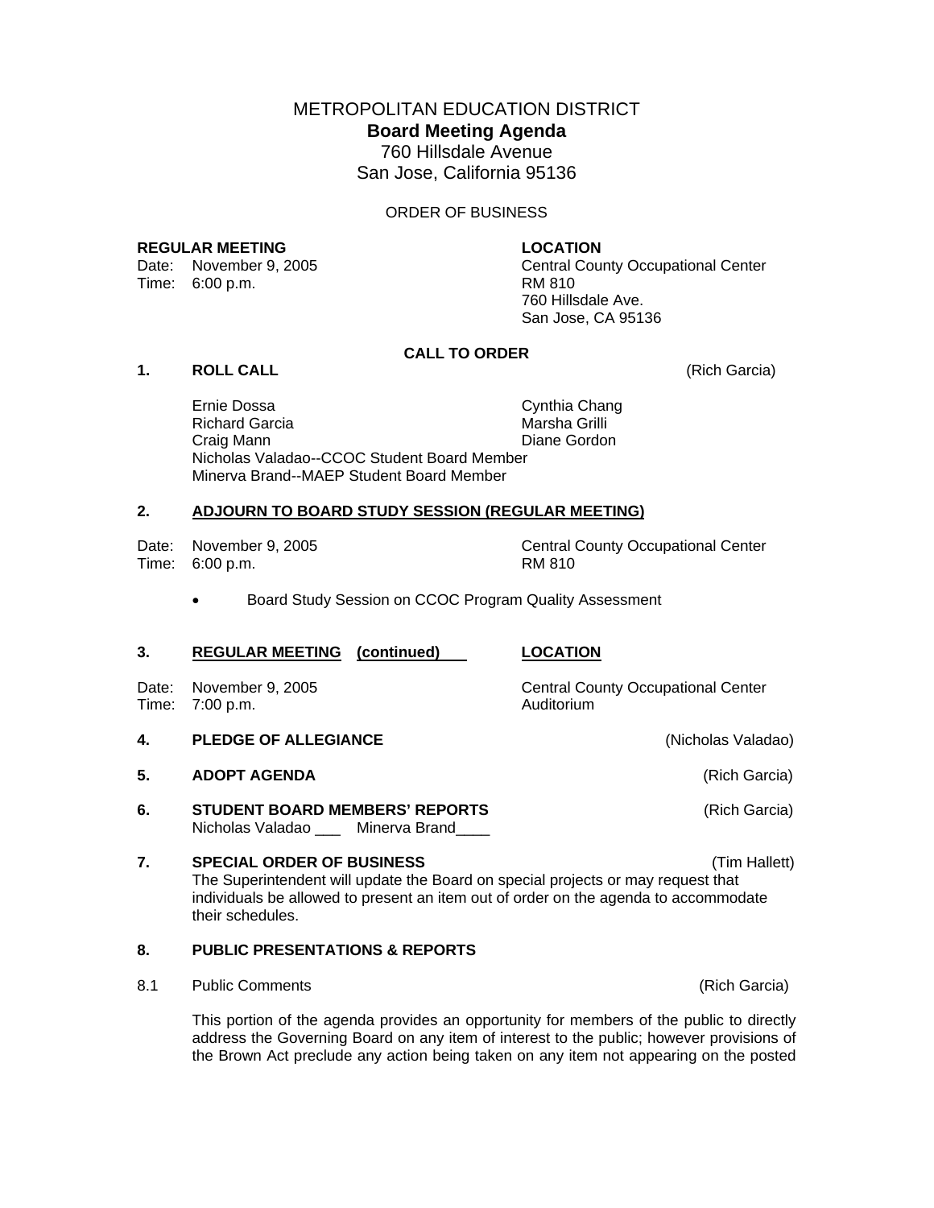# METROPOLITAN EDUCATION DISTRICT

## Board Meeting Agenda

760 Hillsdale Avenue
San Jose, California 95136

ORDER OF BUSINESS

**REGULAR MEETING**
Date: November 9, 2005
Time: 6:00 p.m.

**LOCATION**
Central County Occupational Center
RM 810
760 Hillsdale Ave.
San Jose, CA 95136

**CALL TO ORDER**

**1. ROLL CALL** (Rich Garcia)

Ernie Dossa
Richard Garcia
Craig Mann
Cynthia Chang
Marsha Grilli
Diane Gordon
Nicholas Valadao--CCOC Student Board Member
Minerva Brand--MAEP Student Board Member

**2. ADJOURN TO BOARD STUDY SESSION (REGULAR MEETING)**

Date: November 9, 2005
Time: 6:00 p.m.

Central County Occupational Center
RM 810

- Board Study Session on CCOC Program Quality Assessment

**3. REGULAR MEETING (continued)** **LOCATION**

Date: November 9, 2005
Time: 7:00 p.m.

Central County Occupational Center
Auditorium

**4. PLEDGE OF ALLEGIANCE** (Nicholas Valadao)

**5. ADOPT AGENDA** (Rich Garcia)

**6. STUDENT BOARD MEMBERS' REPORTS** (Rich Garcia)
Nicholas Valadao ___ Minerva Brand____

**7. SPECIAL ORDER OF BUSINESS** (Tim Hallett)
The Superintendent will update the Board on special projects or may request that individuals be allowed to present an item out of order on the agenda to accommodate their schedules.

**8. PUBLIC PRESENTATIONS & REPORTS**

8.1 Public Comments (Rich Garcia)

This portion of the agenda provides an opportunity for members of the public to directly address the Governing Board on any item of interest to the public; however provisions of the Brown Act preclude any action being taken on any item not appearing on the posted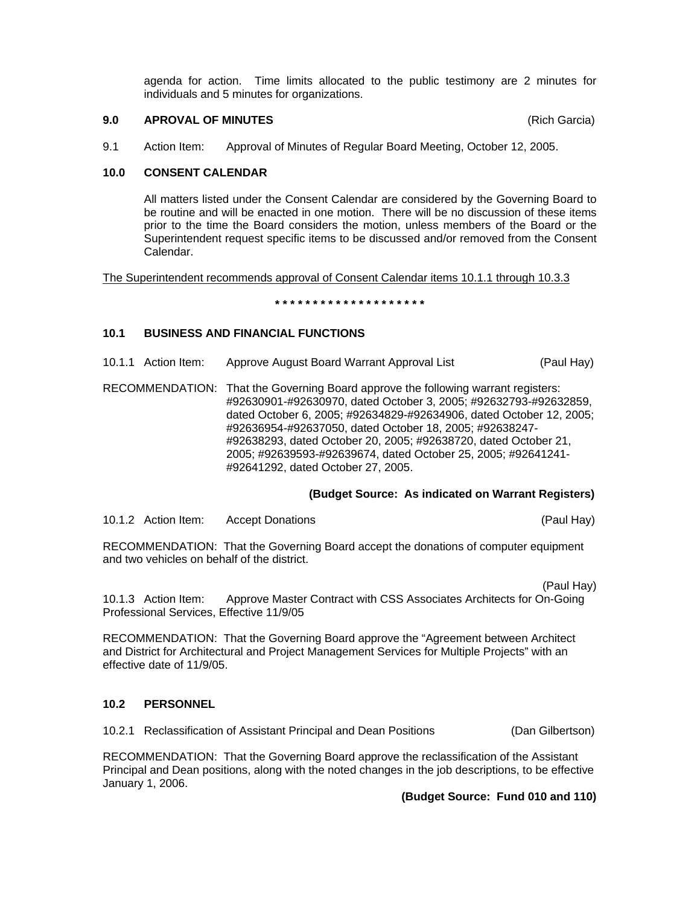agenda for action. Time limits allocated to the public testimony are 2 minutes for individuals and 5 minutes for organizations.

## 9.0 APROVAL OF MINUTES (Rich Garcia)

9.1 Action Item: Approval of Minutes of Regular Board Meeting, October 12, 2005.

## 10.0 CONSENT CALENDAR

All matters listed under the Consent Calendar are considered by the Governing Board to be routine and will be enacted in one motion. There will be no discussion of these items prior to the time the Board considers the motion, unless members of the Board or the Superintendent request specific items to be discussed and/or removed from the Consent Calendar.

<u>The Superintendent recommends approval of Consent Calendar items 10.1.1 through 10.3.3</u>

* * * * * * * * * * * * * * * * * * * *

### 10.1 BUSINESS AND FINANCIAL FUNCTIONS

10.1.1 Action Item: Approve August Board Warrant Approval List (Paul Hay)

RECOMMENDATION: That the Governing Board approve the following warrant registers: #92630901-#92630970, dated October 3, 2005; #92632793-#92632859, dated October 6, 2005; #92634829-#92634906, dated October 12, 2005; #92636954-#92637050, dated October 18, 2005; #92638247-#92638293, dated October 20, 2005; #92638720, dated October 21, 2005; #92639593-#92639674, dated October 25, 2005; #92641241-#92641292, dated October 27, 2005.

**(Budget Source: As indicated on Warrant Registers)**

10.1.2 Action Item: Accept Donations (Paul Hay)

RECOMMENDATION: That the Governing Board accept the donations of computer equipment and two vehicles on behalf of the district.

(Paul Hay)

10.1.3 Action Item: Approve Master Contract with CSS Associates Architects for On-Going Professional Services, Effective 11/9/05

RECOMMENDATION: That the Governing Board approve the "Agreement between Architect and District for Architectural and Project Management Services for Multiple Projects" with an effective date of 11/9/05.

### 10.2 PERSONNEL

10.2.1 Reclassification of Assistant Principal and Dean Positions (Dan Gilbertson)

RECOMMENDATION: That the Governing Board approve the reclassification of the Assistant Principal and Dean positions, along with the noted changes in the job descriptions, to be effective January 1, 2006.

**(Budget Source: Fund 010 and 110)**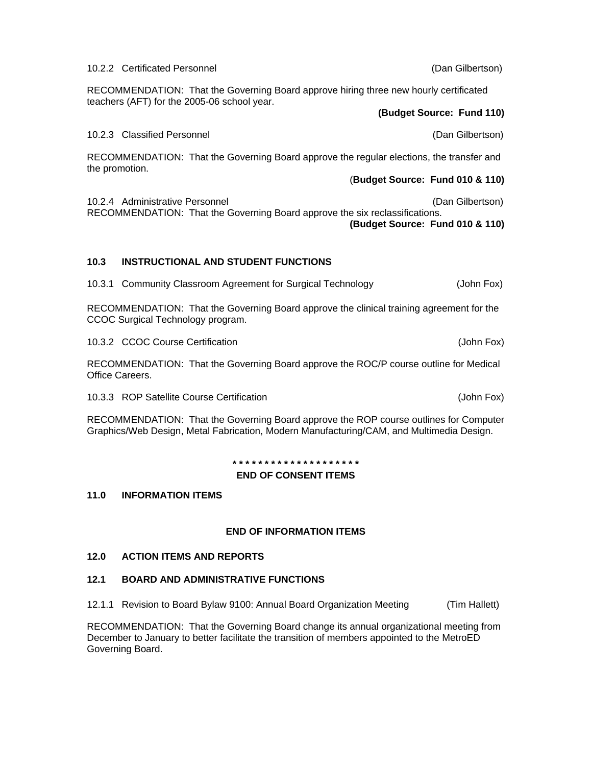10.2.2 Certificated Personnel (Dan Gilbertson)

RECOMMENDATION: That the Governing Board approve hiring three new hourly certificated teachers (AFT) for the 2005-06 school year.

**(Budget Source: Fund 110)**

10.2.3 Classified Personnel (Dan Gilbertson)

RECOMMENDATION: That the Governing Board approve the regular elections, the transfer and the promotion.

(**Budget Source: Fund 010 & 110)**

10.2.4 Administrative Personnel (Dan Gilbertson)
RECOMMENDATION: That the Governing Board approve the six reclassifications.

**(Budget Source: Fund 010 & 110)**

## 10.3 INSTRUCTIONAL AND STUDENT FUNCTIONS

10.3.1 Community Classroom Agreement for Surgical Technology (John Fox)

RECOMMENDATION: That the Governing Board approve the clinical training agreement for the CCOC Surgical Technology program.

10.3.2 CCOC Course Certification (John Fox)

RECOMMENDATION: That the Governing Board approve the ROC/P course outline for Medical Office Careers.

10.3.3 ROP Satellite Course Certification (John Fox)

RECOMMENDATION: That the Governing Board approve the ROP course outlines for Computer Graphics/Web Design, Metal Fabrication, Modern Manufacturing/CAM, and Multimedia Design.

**\* \* \* \* \* \* \* \* \* \* \* \* \* \* \* \* \* \* \* \***

**END OF CONSENT ITEMS**

## 11.0 INFORMATION ITEMS

**END OF INFORMATION ITEMS**

## 12.0 ACTION ITEMS AND REPORTS

## 12.1 BOARD AND ADMINISTRATIVE FUNCTIONS

12.1.1 Revision to Board Bylaw 9100: Annual Board Organization Meeting (Tim Hallett)

RECOMMENDATION: That the Governing Board change its annual organizational meeting from December to January to better facilitate the transition of members appointed to the MetroED Governing Board.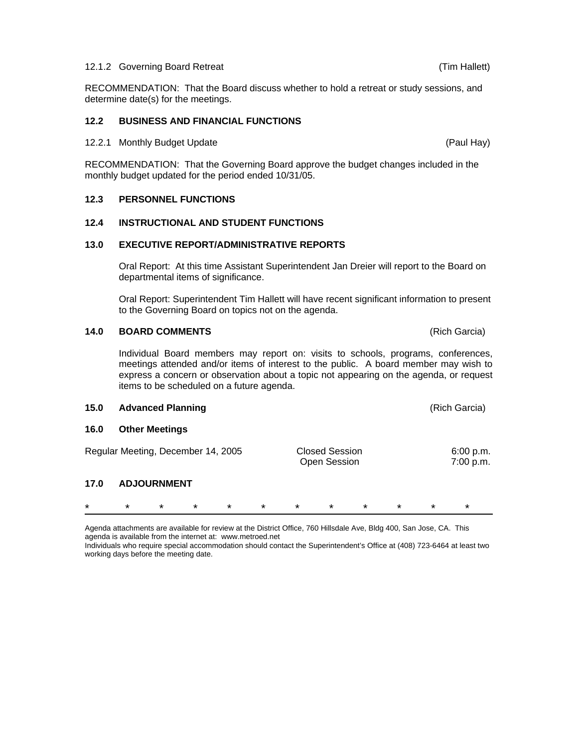12.1.2 Governing Board Retreat (Tim Hallett)

RECOMMENDATION: That the Board discuss whether to hold a retreat or study sessions, and determine date(s) for the meetings.

## 12.2 BUSINESS AND FINANCIAL FUNCTIONS

12.2.1 Monthly Budget Update (Paul Hay)

RECOMMENDATION: That the Governing Board approve the budget changes included in the monthly budget updated for the period ended 10/31/05.

## 12.3 PERSONNEL FUNCTIONS

## 12.4 INSTRUCTIONAL AND STUDENT FUNCTIONS

## 13.0 EXECUTIVE REPORT/ADMINISTRATIVE REPORTS

Oral Report: At this time Assistant Superintendent Jan Dreier will report to the Board on departmental items of significance.

Oral Report: Superintendent Tim Hallett will have recent significant information to present to the Governing Board on topics not on the agenda.

## 14.0 BOARD COMMENTS (Rich Garcia)

Individual Board members may report on: visits to schools, programs, conferences, meetings attended and/or items of interest to the public. A board member may wish to express a concern or observation about a topic not appearing on the agenda, or request items to be scheduled on a future agenda.

## 15.0 Advanced Planning (Rich Garcia)

## 16.0 Other Meetings

| | | |
|---|---|---|
| Regular Meeting, December 14, 2005 | Closed Session | 6:00 p.m. |
| | Open Session | 7:00 p.m. |

## 17.0 ADJOURNMENT

\* \* \* \* \* \* \* \* \* \* \* \*

---

Agenda attachments are available for review at the District Office, 760 Hillsdale Ave, Bldg 400, San Jose, CA. This agenda is available from the internet at: www.metroed.net

Individuals who require special accommodation should contact the Superintendent's Office at (408) 723-6464 at least two working days before the meeting date.